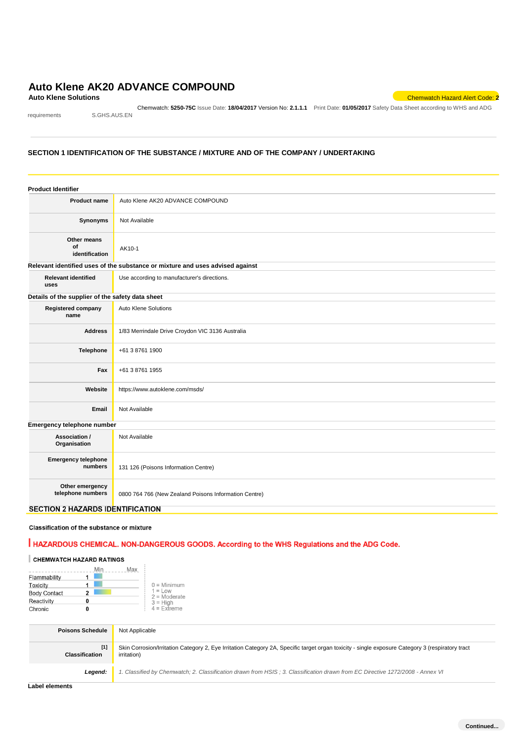# Auto Klene AK20 ADVANCE COMPOUND

**Auto Klene Solutions**

Chemwatch Hazard Alert Code: **2**

Chemwatch: **5250-75C** Issue Date: **18/04/2017** Version No: **2.1.1.1** Print Date: **01/05/2017** Safety Data Sheet according to WHS and ADG requirements S.GHS.AUS.EN

## SECTION 1 IDENTIFICATION OF THE SUBSTANCE / MIXTURE AND OF THE COMPANY / UNDERTAKING

### Product Identifier

| | |
|---|---|
| **Product name** | Auto Klene AK20 ADVANCE COMPOUND |
| **Synonyms** | Not Available |
| **Other means of identification** | AK10-1 |

### Relevant identified uses of the substance or mixture and uses advised against

| | |
|---|---|
| **Relevant identified uses** | Use according to manufacturer's directions. |

### Details of the supplier of the safety data sheet

| | |
|---|---|
| **Registered company name** | Auto Klene Solutions |
| **Address** | 1/83 Merrindale Drive Croydon VIC 3136 Australia |
| **Telephone** | +61 3 8761 1900 |
| **Fax** | +61 3 8761 1955 |
| **Website** | https://www.autoklene.com/msds/ |
| **Email** | Not Available |

### Emergency telephone number

| | |
|---|---|
| **Association / Organisation** | Not Available |
| **Emergency telephone numbers** | 131 126 (Poisons Information Centre) |
| **Other emergency telephone numbers** | 0800 764 766 (New Zealand Poisons Information Centre) |

## SECTION 2 HAZARDS IDENTIFICATION

### Classification of the substance or mixture

**HAZARDOUS CHEMICAL. NON-DANGEROUS GOODS. According to the WHS Regulations and the ADG Code.**

**CHEMWATCH HAZARD RATINGS**

| | Rating |
|---|---|
| Flammability | 1 |
| Toxicity | 1 |
| Body Contact | 2 |
| Reactivity | 0 |
| Chronic | 0 |

0 = Minimum
1 = Low
2 = Moderate
3 = High
4 = Extreme

| | |
|---|---|
| **Poisons Schedule** | Not Applicable |
| **Classification** [1] | Skin Corrosion/Irritation Category 2, Eye Irritation Category 2A, Specific target organ toxicity - single exposure Category 3 (respiratory tract irritation) |
| ***Legend:*** | *1. Classified by Chemwatch; 2. Classification drawn from HSIS ; 3. Classification drawn from EC Directive 1272/2008 - Annex VI* |

### Label elements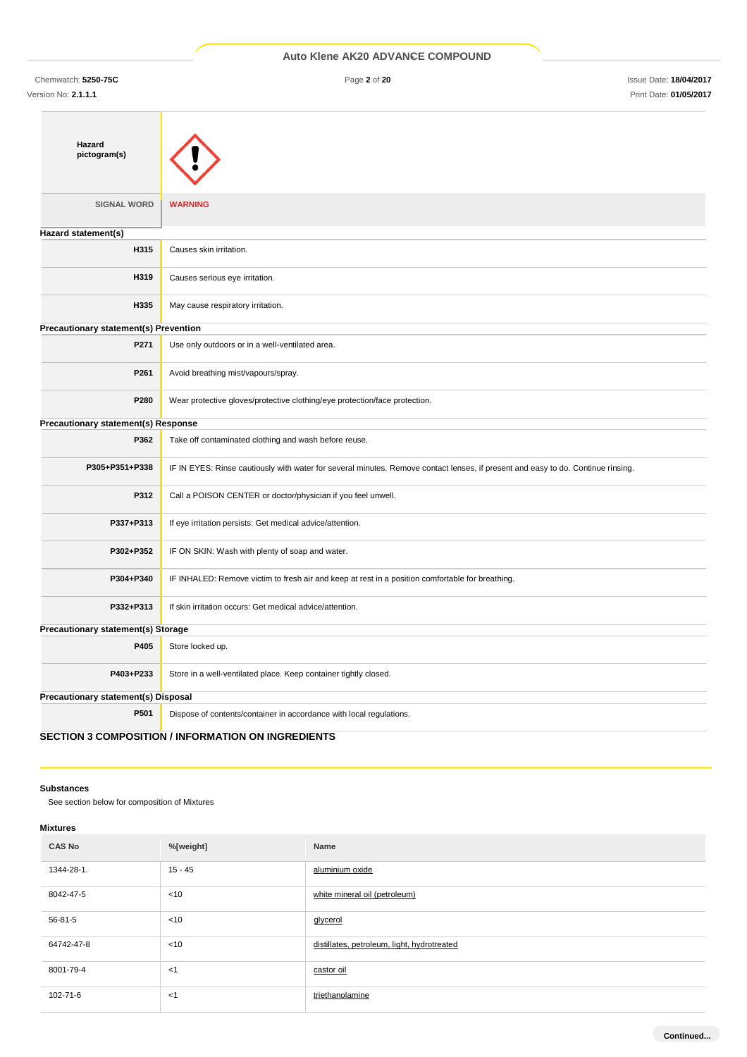| | |
|---|---|
| **Hazard pictogram(s)** | |
| SIGNAL WORD | **WARNING** |

**Hazard statement(s)**

| | |
|---|---|
| **H315** | Causes skin irritation. |
| **H319** | Causes serious eye irritation. |
| **H335** | May cause respiratory irritation. |

**Precautionary statement(s) Prevention**

| | |
|---|---|
| **P271** | Use only outdoors or in a well-ventilated area. |
| **P261** | Avoid breathing mist/vapours/spray. |
| **P280** | Wear protective gloves/protective clothing/eye protection/face protection. |

**Precautionary statement(s) Response**

| | |
|---|---|
| **P362** | Take off contaminated clothing and wash before reuse. |
| **P305+P351+P338** | IF IN EYES: Rinse cautiously with water for several minutes. Remove contact lenses, if present and easy to do. Continue rinsing. |
| **P312** | Call a POISON CENTER or doctor/physician if you feel unwell. |
| **P337+P313** | If eye irritation persists: Get medical advice/attention. |
| **P302+P352** | IF ON SKIN: Wash with plenty of soap and water. |
| **P304+P340** | IF INHALED: Remove victim to fresh air and keep at rest in a position comfortable for breathing. |
| **P332+P313** | If skin irritation occurs: Get medical advice/attention. |

**Precautionary statement(s) Storage**

| | |
|---|---|
| **P405** | Store locked up. |
| **P403+P233** | Store in a well-ventilated place. Keep container tightly closed. |

**Precautionary statement(s) Disposal**

| | |
|---|---|
| **P501** | Dispose of contents/container in accordance with local regulations. |

## SECTION 3 COMPOSITION / INFORMATION ON INGREDIENTS

**Substances**

See section below for composition of Mixtures

**Mixtures**

| CAS No | %[weight] | Name |
|---|---|---|
| 1344-28-1. | 15 - 45 | aluminium oxide |
| 8042-47-5 | <10 | white mineral oil (petroleum) |
| 56-81-5 | <10 | glycerol |
| 64742-47-8 | <10 | distillates, petroleum, light, hydrotreated |
| 8001-79-4 | <1 | castor oil |
| 102-71-6 | <1 | triethanolamine |

**Continued...**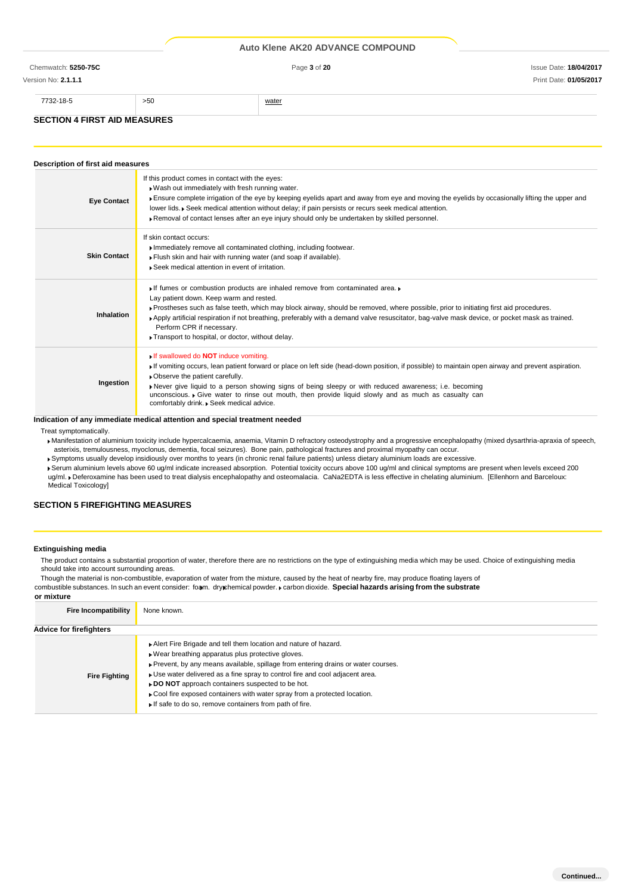| 7732-18-5 | >50 | water |
|---|---|---|

## SECTION 4 FIRST AID MEASURES

### Description of first aid measures

| | |
|---|---|
| **Eye Contact** | If this product comes in contact with the eyes: ▸ Wash out immediately with fresh running water. ▸ Ensure complete irrigation of the eye by keeping eyelids apart and away from eye and moving the eyelids by occasionally lifting the upper and lower lids. ▸ Seek medical attention without delay; if pain persists or recurs seek medical attention. ▸ Removal of contact lenses after an eye injury should only be undertaken by skilled personnel. |
| **Skin Contact** | If skin contact occurs: ▸ Immediately remove all contaminated clothing, including footwear. ▸ Flush skin and hair with running water (and soap if available). ▸ Seek medical attention in event of irritation. |
| **Inhalation** | ▸ If fumes or combustion products are inhaled remove from contaminated area. ▸ Lay patient down. Keep warm and rested. ▸ Prostheses such as false teeth, which may block airway, should be removed, where possible, prior to initiating first aid procedures. ▸ Apply artificial respiration if not breathing, preferably with a demand valve resuscitator, bag-valve mask device, or pocket mask as trained. Perform CPR if necessary. ▸ Transport to hospital, or doctor, without delay. |
| **Ingestion** | ▸ If swallowed do **NOT** induce vomiting. ▸ If vomiting occurs, lean patient forward or place on left side (head-down position, if possible) to maintain open airway and prevent aspiration. ▸ Observe the patient carefully. ▸ Never give liquid to a person showing signs of being sleepy or with reduced awareness; i.e. becoming unconscious. ▸ Give water to rinse out mouth, then provide liquid slowly and as much as casualty can comfortably drink. ▸ Seek medical advice. |

### Indication of any immediate medical attention and special treatment needed

Treat symptomatically.

- Manifestation of aluminium toxicity include hypercalcaemia, anaemia, Vitamin D refractory osteodystrophy and a progressive encephalopathy (mixed dysarthria-apraxia of speech, asterixis, tremulousness, myoclonus, dementia, focal seizures). Bone pain, pathological fractures and proximal myopathy can occur.
- Symptoms usually develop insidiously over months to years (in chronic renal failure patients) unless dietary aluminium loads are excessive.
- Serum aluminium levels above 60 ug/ml indicate increased absorption. Potential toxicity occurs above 100 ug/ml and clinical symptoms are present when levels exceed 200 ug/ml. ▸ Deferoxamine has been used to treat dialysis encephalopathy and osteomalacia. CaNa2EDTA is less effective in chelating aluminium. [Ellenhorn and Barceloux: Medical Toxicology]

## SECTION 5 FIREFIGHTING MEASURES

### Extinguishing media

The product contains a substantial proportion of water, therefore there are no restrictions on the type of extinguishing media which may be used. Choice of extinguishing media should take into account surrounding areas.

Though the material is non-combustible, evaporation of water from the mixture, caused by the heat of nearby fire, may produce floating layers of combustible substances. In such an event consider: ▸ foam. ▸ dry chemical powder. ▸ carbon dioxide.

### Special hazards arising from the substrate or mixture

| | |
|---|---|
| **Fire Incompatibility** | None known. |

### Advice for firefighters

| | |
|---|---|
| **Fire Fighting** | ▸ Alert Fire Brigade and tell them location and nature of hazard. ▸ Wear breathing apparatus plus protective gloves. ▸ Prevent, by any means available, spillage from entering drains or water courses. ▸ Use water delivered as a fine spray to control fire and cool adjacent area. ▸ **DO NOT** approach containers suspected to be hot. ▸ Cool fire exposed containers with water spray from a protected location. ▸ If safe to do so, remove containers from path of fire. |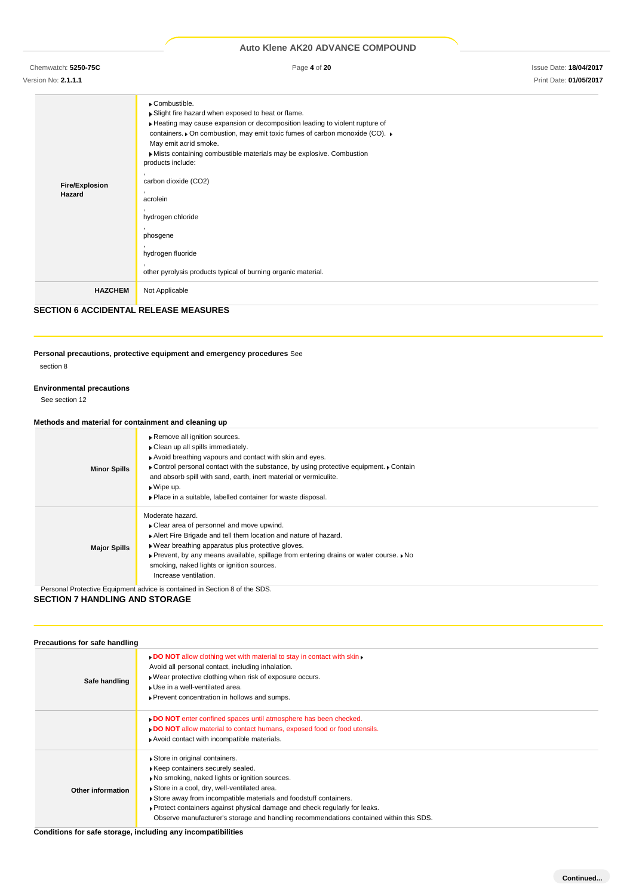| | |
|---|---|
| **Fire/Explosion Hazard** | ▶Combustible.<br>▶Slight fire hazard when exposed to heat or flame.<br>▶Heating may cause expansion or decomposition leading to violent rupture of containers. ▶On combustion, may emit toxic fumes of carbon monoxide (CO). ▶ May emit acrid smoke.<br>▶Mists containing combustible materials may be explosive. Combustion products include:<br>,<br>carbon dioxide ($CO_2$)<br>,<br>acrolein<br>,<br>hydrogen chloride<br>,<br>phosgene<br>,<br>hydrogen fluoride<br>,<br>other pyrolysis products typical of burning organic material. |
| **HAZCHEM** | Not Applicable |

## SECTION 6 ACCIDENTAL RELEASE MEASURES

**Personal precautions, protective equipment and emergency procedures** See section 8

**Environmental precautions**

See section 12

**Methods and material for containment and cleaning up**

| | |
|---|---|
| **Minor Spills** | ▶Remove all ignition sources.<br>▶Clean up all spills immediately.<br>▶Avoid breathing vapours and contact with skin and eyes.<br>▶Control personal contact with the substance, by using protective equipment. ▶Contain and absorb spill with sand, earth, inert material or vermiculite.<br>▶Wipe up.<br>▶Place in a suitable, labelled container for waste disposal. |
| **Major Spills** | Moderate hazard.<br>▶Clear area of personnel and move upwind.<br>▶Alert Fire Brigade and tell them location and nature of hazard.<br>▶Wear breathing apparatus plus protective gloves.<br>▶Prevent, by any means available, spillage from entering drains or water course. ▶No smoking, naked lights or ignition sources.<br>Increase ventilation. |

Personal Protective Equipment advice is contained in Section 8 of the SDS.

## SECTION 7 HANDLING AND STORAGE

**Precautions for safe handling**

| | |
|---|---|
| **Safe handling** | ▶**DO NOT** allow clothing wet with material to stay in contact with skin ▶ Avoid all personal contact, including inhalation.<br>▶Wear protective clothing when risk of exposure occurs.<br>▶Use in a well-ventilated area.<br>▶Prevent concentration in hollows and sumps. |
| | ▶**DO NOT** enter confined spaces until atmosphere has been checked.<br>▶**DO NOT** allow material to contact humans, exposed food or food utensils.<br>▶Avoid contact with incompatible materials. |
| **Other information** | ▶Store in original containers.<br>▶Keep containers securely sealed.<br>▶No smoking, naked lights or ignition sources.<br>▶Store in a cool, dry, well-ventilated area.<br>▶Store away from incompatible materials and foodstuff containers.<br>▶Protect containers against physical damage and check regularly for leaks.<br>Observe manufacturer's storage and handling recommendations contained within this SDS. |

**Conditions for safe storage, including any incompatibilities**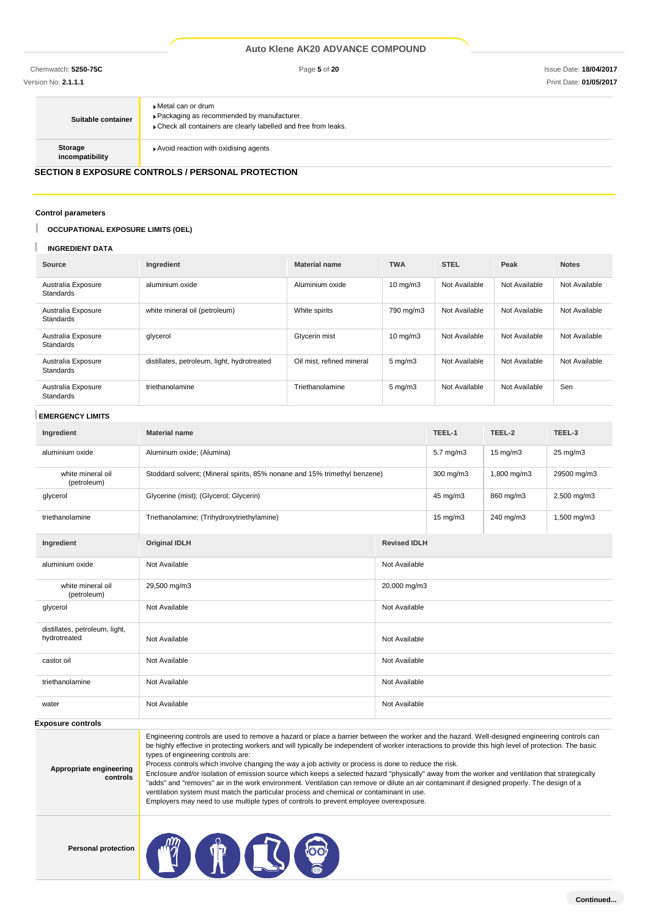| | |
|---|---|
| **Suitable container** | ▸ Metal can or drum<br>▸ Packaging as recommended by manufacturer.<br>▸ Check all containers are clearly labelled and free from leaks. |
| **Storage incompatibility** | ▸ Avoid reaction with oxidising agents |

## SECTION 8 EXPOSURE CONTROLS / PERSONAL PROTECTION

### Control parameters

**OCCUPATIONAL EXPOSURE LIMITS (OEL)**

**INGREDIENT DATA**

| Source | Ingredient | Material name | TWA | STEL | Peak | Notes |
|---|---|---|---|---|---|---|
| Australia Exposure Standards | aluminium oxide | Aluminium oxide | 10 mg/m3 | Not Available | Not Available | Not Available |
| Australia Exposure Standards | white mineral oil (petroleum) | White spirits | 790 mg/m3 | Not Available | Not Available | Not Available |
| Australia Exposure Standards | glycerol | Glycerin mist | 10 mg/m3 | Not Available | Not Available | Not Available |
| Australia Exposure Standards | distillates, petroleum, light, hydrotreated | Oil mist, refined mineral | 5 mg/m3 | Not Available | Not Available | Not Available |
| Australia Exposure Standards | triethanolamine | Triethanolamine | 5 mg/m3 | Not Available | Not Available | Sen |

**EMERGENCY LIMITS**

| Ingredient | Material name | TEEL-1 | TEEL-2 | TEEL-3 |
|---|---|---|---|---|
| aluminium oxide | Aluminum oxide; (Alumina) | 5.7 mg/m3 | 15 mg/m3 | 25 mg/m3 |
| white mineral oil (petroleum) | Stoddard solvent; (Mineral spirits, 85% nonane and 15% trimethyl benzene) | 300 mg/m3 | 1,800 mg/m3 | 29500 mg/m3 |
| glycerol | Glycerine (mist); (Glycerol; Glycerin) | 45 mg/m3 | 860 mg/m3 | 2,500 mg/m3 |
| triethanolamine | Triethanolamine; (Trihydroxytriethylamine) | 15 mg/m3 | 240 mg/m3 | 1,500 mg/m3 |

| Ingredient | Original IDLH | Revised IDLH |
|---|---|---|
| aluminium oxide | Not Available | Not Available |
| white mineral oil (petroleum) | 29,500 mg/m3 | 20,000 mg/m3 |
| glycerol | Not Available | Not Available |
| distillates, petroleum, light, hydrotreated | Not Available | Not Available |
| castor oil | Not Available | Not Available |
| triethanolamine | Not Available | Not Available |
| water | Not Available | Not Available |

### Exposure controls

| | |
|---|---|
| **Appropriate engineering controls** | Engineering controls are used to remove a hazard or place a barrier between the worker and the hazard. Well-designed engineering controls can be highly effective in protecting workers and will typically be independent of worker interactions to provide this high level of protection. The basic types of engineering controls are:<br>Process controls which involve changing the way a job activity or process is done to reduce the risk.<br>Enclosure and/or isolation of emission source which keeps a selected hazard "physically" away from the worker and ventilation that strategically "adds" and "removes" air in the work environment. Ventilation can remove or dilute an air contaminant if designed properly. The design of a ventilation system must match the particular process and chemical or contaminant in use.<br>Employers may need to use multiple types of controls to prevent employee overexposure. |
| **Personal protection** | |

Continued...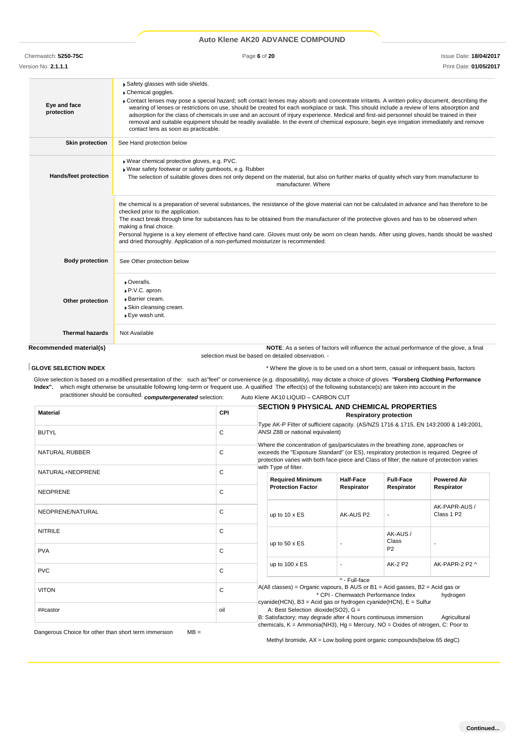| | |
|---|---|
| **Eye and face protection** | ▸ Safety glasses with side shields.<br>▸ Chemical goggles.<br>▸ Contact lenses may pose a special hazard; soft contact lenses may absorb and concentrate irritants. A written policy document, describing the wearing of lenses or restrictions on use, should be created for each workplace or task. This should include a review of lens absorption and adsorption for the class of chemicals in use and an account of injury experience. Medical and first-aid personnel should be trained in their removal and suitable equipment should be readily available. In the event of chemical exposure, begin eye irrigation immediately and remove contact lens as soon as practicable. |
| **Skin protection** | See Hand protection below |
| **Hands/feet protection** | ▸ Wear chemical protective gloves, e.g. PVC.<br>▸ Wear safety footwear or safety gumboots, e.g. Rubber<br>The selection of suitable gloves does not only depend on the material, but also on further marks of quality which vary from manufacturer to manufacturer. Where the chemical is a preparation of several substances, the resistance of the glove material can not be calculated in advance and has therefore to be checked prior to the application.<br>The exact break through time for substances has to be obtained from the manufacturer of the protective gloves and has to be observed when making a final choice.<br>Personal hygiene is a key element of effective hand care. Gloves must only be worn on clean hands. After using gloves, hands should be washed and dried thoroughly. Application of a non-perfumed moisturizer is recommended. |
| **Body protection** | See Other protection below |
| **Other protection** | ▸ Overalls.<br>▸ P.V.C. apron.<br>▸ Barrier cream.<br>▸ Skin cleansing cream.<br>▸ Eye wash unit. |
| **Thermal hazards** | Not Available |

**Recommended material(s)**

**GLOVE SELECTION INDEX**

Glove selection is based on a modified presentation of the: **"Forsberg Clothing Performance Index".** The effect(s) of the following substance(s) are taken into account in the ***computergenerated*** selection: Auto Klene AK10 LIQUID – CARBON CUT

| Material | CPI |
|---|---|
| BUTYL | C |
| NATURAL RUBBER | C |
| NATURAL+NEOPRENE | C |
| NEOPRENE | C |
| NEOPRENE/NATURAL | C |
| NITRILE | C |
| PVA | C |
| PVC | C |
| VITON | C |
| ##castor | oil |

\* CPI - Chemwatch Performance Index

A: Best Selection

B: Satisfactory; may degrade after 4 hours continuous immersion

C: Poor to Dangerous Choice for other than short term immersion

**NOTE**: As a series of factors will influence the actual performance of the glove, a final selection must be based on detailed observation. -

\* Where the glove is to be used on a short term, casual or infrequent basis, factors such as"feel" or convenience (e.g. disposability), may dictate a choice of gloves which might otherwise be unsuitable following long-term or frequent use. A qualified practitioner should be consulted.

**Respiratory protection**

Type AK-P Filter of sufficient capacity. (AS/NZS 1716 & 1715, EN 143:2000 & 149:2001, ANSI Z88 or national equivalent)

Where the concentration of gas/particulates in the breathing zone, approaches or exceeds the "Exposure Standard" (or ES), respiratory protection is required. Degree of protection varies with both face-piece and Class of filter; the nature of protection varies with Type of filter.

| Required Minimum Protection Factor | Half-Face Respirator | Full-Face Respirator | Powered Air Respirator |
|---|---|---|---|
| up to 10 x ES | AK-AUS P2 | - | AK-PAPR-AUS / Class 1 P2 |
| up to 50 x ES | - | AK-AUS / Class P2 | - |
| up to 100 x ES | - | AK-2 P2 | AK-PAPR-2 P2 ^ |

^ - Full-face

A(All classes) = Organic vapours, B AUS or B1 = Acid gasses, B2 = Acid gas or hydrogen cyanide(HCN), B3 = Acid gas or hydrogen cyanide(HCN), E = Sulfur dioxide(SO2), G = Agricultural chemicals, K = Ammonia(NH3), Hg = Mercury, NO = Oxides of nitrogen, MB = Methyl bromide, AX = Low boiling point organic compounds(below 65 degC)

## SECTION 9 PHYSICAL AND CHEMICAL PROPERTIES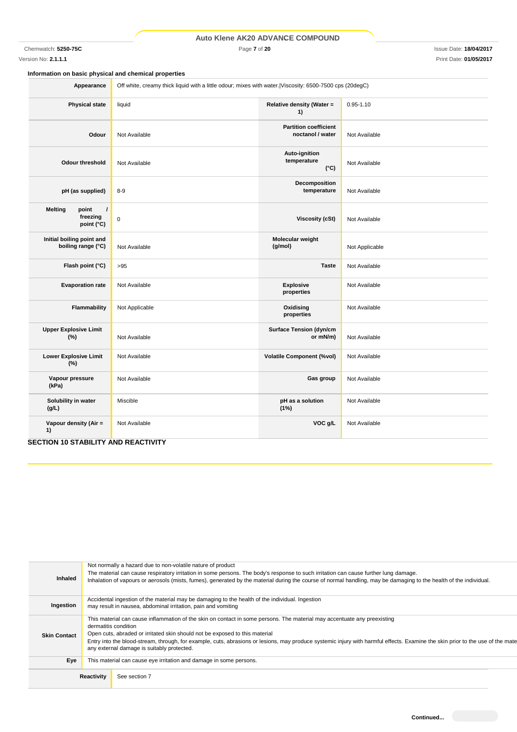### Information on basic physical and chemical properties

| Property | Value | Property | Value |
|---|---|---|---|
| **Appearance** | Off white, creamy thick liquid with a little odour; mixes with water.\|Viscosity: 6500-7500 cps (20degC) | | |
| **Physical state** | liquid | **Relative density (Water = 1)** | 0.95-1.10 |
| **Odour** | Not Available | **Partition coefficient noctanol / water** | Not Available |
| **Odour threshold** | Not Available | **Auto-ignition temperature (°C)** | Not Available |
| **pH (as supplied)** | 8-9 | **Decomposition temperature** | Not Available |
| **Melting point / freezing point (°C)** | 0 | **Viscosity (cSt)** | Not Available |
| **Initial boiling point and boiling range (°C)** | Not Available | **Molecular weight (g/mol)** | Not Applicable |
| **Flash point (°C)** | >95 | **Taste** | Not Available |
| **Evaporation rate** | Not Available | **Explosive properties** | Not Available |
| **Flammability** | Not Applicable | **Oxidising properties** | Not Available |
| **Upper Explosive Limit (%)** | Not Available | **Surface Tension (dyn/cm or mN/m)** | Not Available |
| **Lower Explosive Limit (%)** | Not Available | **Volatile Component (%vol)** | Not Available |
| **Vapour pressure (kPa)** | Not Available | **Gas group** | Not Available |
| **Solubility in water (g/L)** | Miscible | **pH as a solution (1%)** | Not Available |
| **Vapour density (Air = 1)** | Not Available | **VOC g/L** | Not Available |

## SECTION 10 STABILITY AND REACTIVITY

| | |
|---|---|
| **Inhaled** | Not normally a hazard due to non-volatile nature of product<br>The material can cause respiratory irritation in some persons. The body's response to such irritation can cause further lung damage.<br>Inhalation of vapours or aerosols (mists, fumes), generated by the material during the course of normal handling, may be damaging to the health of the individual. |
| **Ingestion** | Accidental ingestion of the material may be damaging to the health of the individual. Ingestion may result in nausea, abdominal irritation, pain and vomiting |
| **Skin Contact** | This material can cause inflammation of the skin on contact in some persons. The material may accentuate any preexisting dermatitis condition<br>Open cuts, abraded or irritated skin should not be exposed to this material<br>Entry into the blood-stream, through, for example, cuts, abrasions or lesions, may produce systemic injury with harmful effects. Examine the skin prior to the use of the mate any external damage is suitably protected. |
| **Eye** | This material can cause eye irritation and damage in some persons. |

| | |
|---|---|
| **Reactivity** | See section 7 |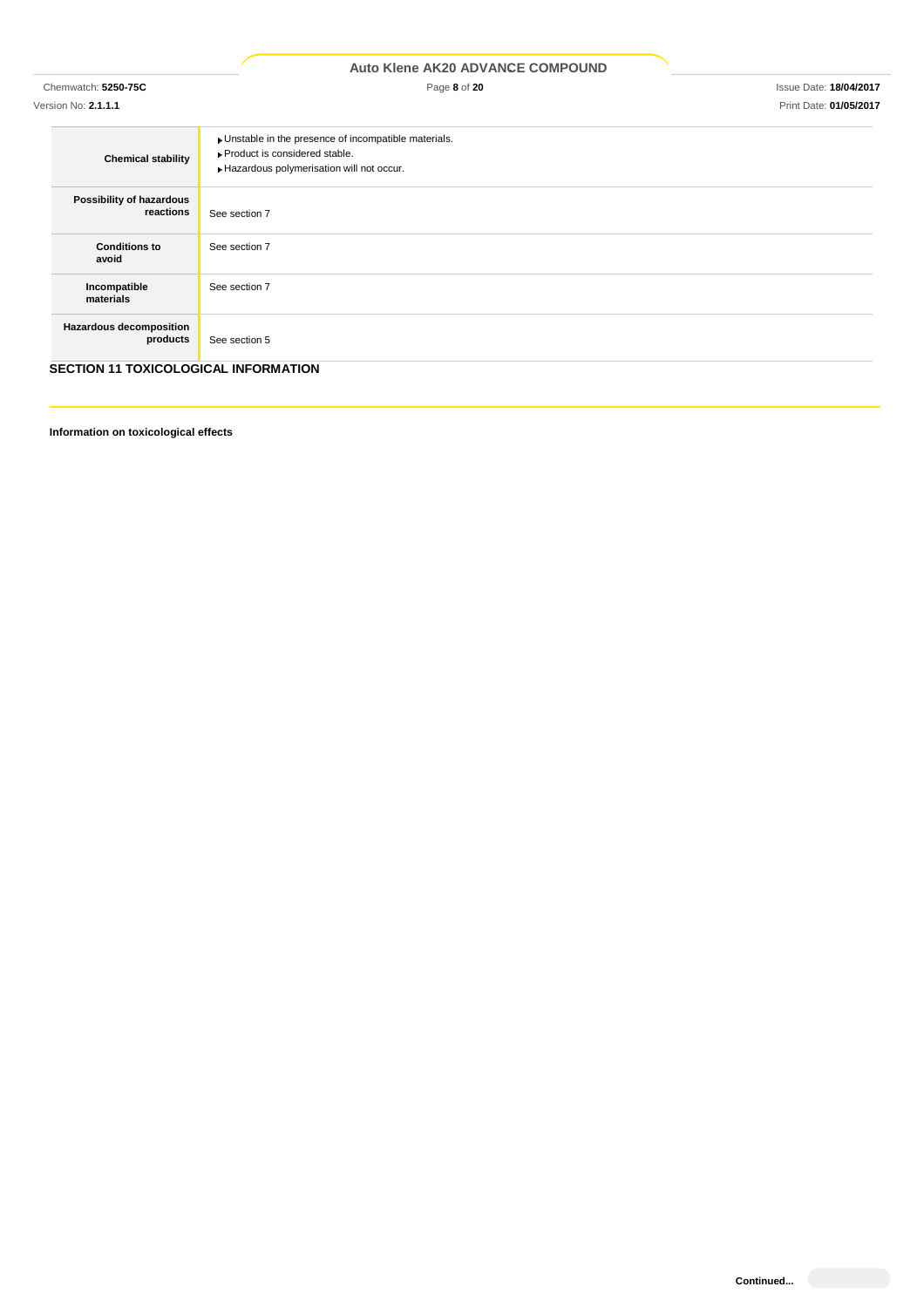| | |
|---|---|
| **Chemical stability** | ▸Unstable in the presence of incompatible materials.<br>▸Product is considered stable.<br>▸Hazardous polymerisation will not occur. |
| **Possibility of hazardous reactions** | See section 7 |
| **Conditions to avoid** | See section 7 |
| **Incompatible materials** | See section 7 |
| **Hazardous decomposition products** | See section 5 |

## SECTION 11 TOXICOLOGICAL INFORMATION

**Information on toxicological effects**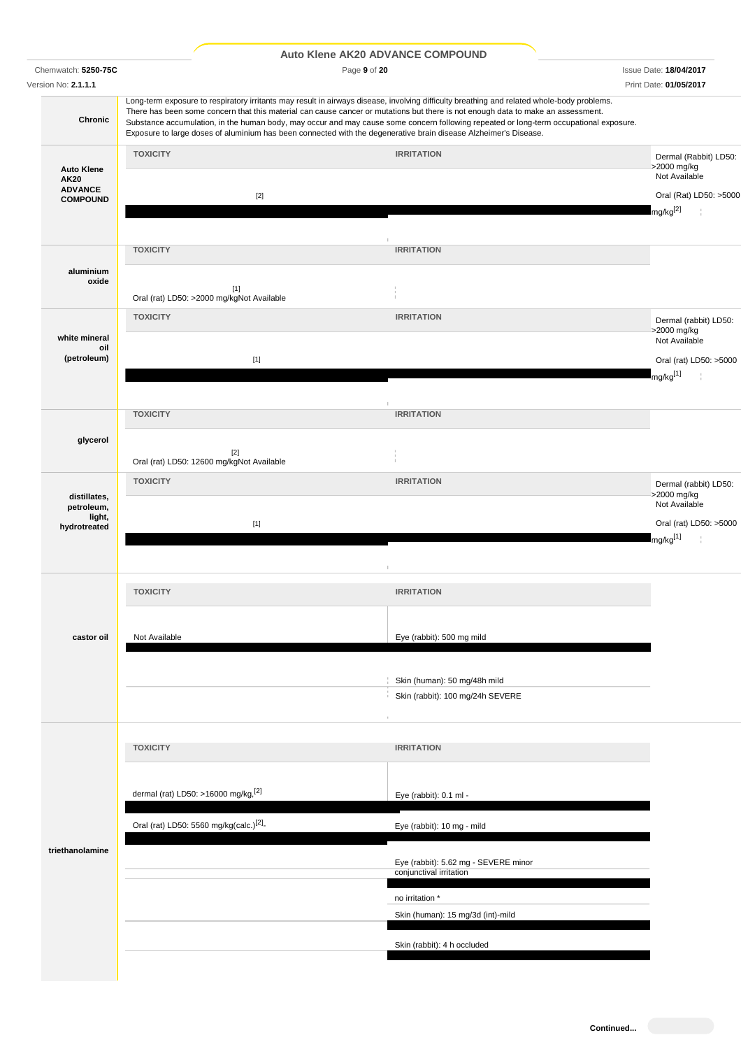| | |
|---|---|
| **Chronic** | Long-term exposure to respiratory irritants may result in airways disease, involving difficulty breathing and related whole-body problems. There has been some concern that this material can cause cancer or mutations but there is not enough data to make an assessment. Substance accumulation, in the human body, may occur and may cause some concern following repeated or long-term occupational exposure. Exposure to large doses of aluminium has been connected with the degenerative brain disease Alzheimer's Disease. |

| **Auto Klene AK20 ADVANCE COMPOUND** | TOXICITY | IRRITATION |
|---|---|---|
| | Dermal (Rabbit) LD50: >2000 mg/kg [2] | Not Available |
| | Oral (Rat) LD50: >5000 mg/kg[2] | |

| **aluminium oxide** | TOXICITY | IRRITATION |
|---|---|---|
| | Oral (rat) LD50: >2000 mg/kg[1] | Not Available |

| **white mineral oil (petroleum)** | TOXICITY | IRRITATION |
|---|---|---|
| | Dermal (rabbit) LD50: >2000 mg/kg [1] | Not Available |
| | Oral (rat) LD50: >5000 mg/kg[1] | |

| **glycerol** | TOXICITY | IRRITATION |
|---|---|---|
| | Oral (rat) LD50: 12600 mg/kg[2] | Not Available |

| **distillates, petroleum, light, hydrotreated** | TOXICITY | IRRITATION |
|---|---|---|
| | Dermal (rabbit) LD50: >2000 mg/kg [1] | Not Available |
| | Oral (rat) LD50: >5000 mg/kg[1] | |

| **castor oil** | TOXICITY | IRRITATION |
|---|---|---|
| | Not Available | Eye (rabbit): 500 mg mild |
| | | Skin (human): 50 mg/48h mild |
| | | Skin (rabbit): 100 mg/24h SEVERE |

| **triethanolamine** | TOXICITY | IRRITATION |
|---|---|---|
| | dermal (rat) LD50: >16000 mg/kg,[2] | Eye (rabbit): 0.1 ml - |
| | Oral (rat) LD50: 5560 mg/kg(calc.)[2]. | Eye (rabbit): 10 mg - mild |
| | | Eye (rabbit): 5.62 mg - SEVERE minor conjunctival irritation |
| | | no irritation * |
| | | Skin (human): 15 mg/3d (int)-mild |
| | | Skin (rabbit): 4 h occluded |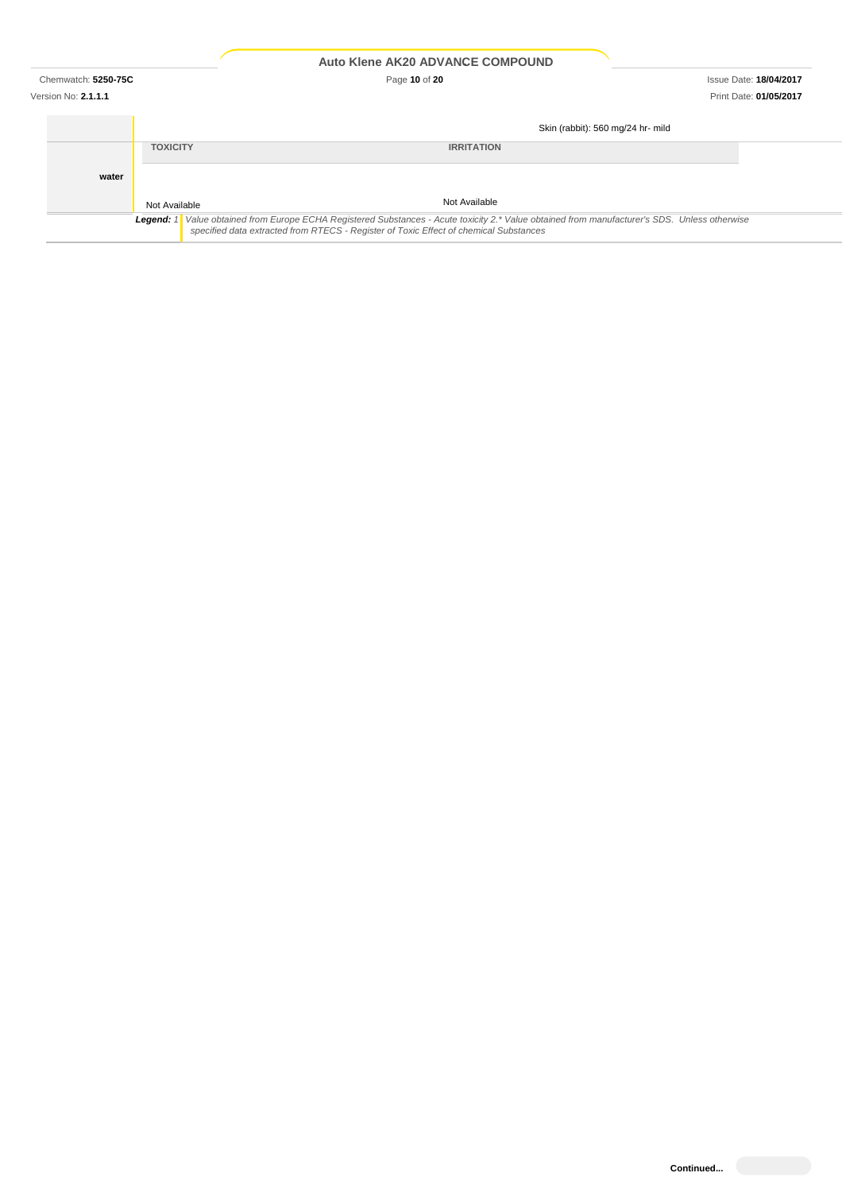| | | |
|---|---|---|
| | | Skin (rabbit): 560 mg/24 hr- mild |
| water | **TOXICITY** | **IRRITATION** |
| | Not Available | Not Available |

***Legend:*** *1. Value obtained from Europe ECHA Registered Substances - Acute toxicity 2.\* Value obtained from manufacturer's SDS. Unless otherwise specified data extracted from RTECS - Register of Toxic Effect of chemical Substances*

**Continued...**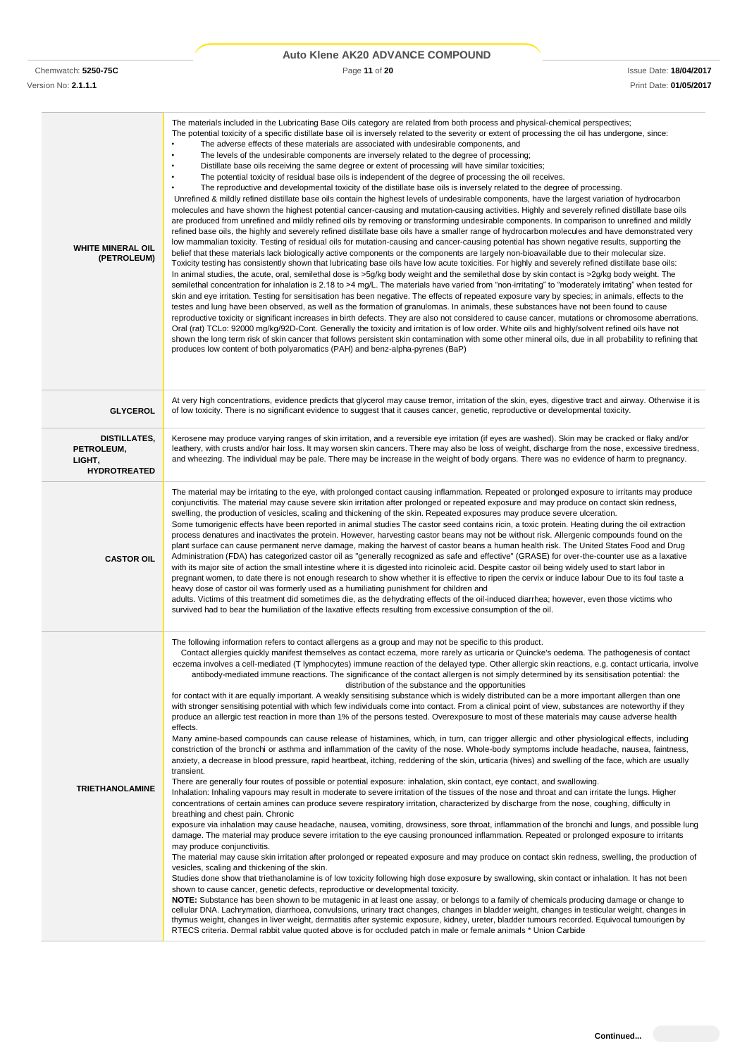| | |
|---|---|
| **WHITE MINERAL OIL (PETROLEUM)** | The materials included in the Lubricating Base Oils category are related from both process and physical-chemical perspectives;<br>The potential toxicity of a specific distillate base oil is inversely related to the severity or extent of processing the oil has undergone, since:<br>• The adverse effects of these materials are associated with undesirable components, and<br>• The levels of the undesirable components are inversely related to the degree of processing;<br>• Distillate base oils receiving the same degree or extent of processing will have similar toxicities;<br>• The potential toxicity of residual base oils is independent of the degree of processing the oil receives.<br>• The reproductive and developmental toxicity of the distillate base oils is inversely related to the degree of processing.<br>Unrefined & mildly refined distillate base oils contain the highest levels of undesirable components, have the largest variation of hydrocarbon molecules and have shown the highest potential cancer-causing and mutation-causing activities. Highly and severely refined distillate base oils are produced from unrefined and mildly refined oils by removing or transforming undesirable components. In comparison to unrefined and mildly refined base oils, the highly and severely refined distillate base oils have a smaller range of hydrocarbon molecules and have demonstrated very low mammalian toxicity. Testing of residual oils for mutation-causing and cancer-causing potential has shown negative results, supporting the belief that these materials lack biologically active components or the components are largely non-bioavailable due to their molecular size.<br>Toxicity testing has consistently shown that lubricating base oils have low acute toxicities. For highly and severely refined distillate base oils:<br>In animal studies, the acute, oral, semilethal dose is >5g/kg body weight and the semilethal dose by skin contact is >2g/kg body weight. The semilethal concentration for inhalation is 2.18 to >4 mg/L. The materials have varied from "non-irritating" to "moderately irritating" when tested for skin and eye irritation. Testing for sensitisation has been negative. The effects of repeated exposure vary by species; in animals, effects to the testes and lung have been observed, as well as the formation of granulomas. In animals, these substances have not been found to cause reproductive toxicity or significant increases in birth defects. They are also not considered to cause cancer, mutations or chromosome aberrations.<br>Oral (rat) TCLo: 92000 mg/kg/92D-Cont. Generally the toxicity and irritation is of low order. White oils and highly/solvent refined oils have not shown the long term risk of skin cancer that follows persistent skin contamination with some other mineral oils, due in all probability to refining that produces low content of both polyaromatics (PAH) and benz-alpha-pyrenes (BaP) |
| **GLYCEROL** | At very high concentrations, evidence predicts that glycerol may cause tremor, irritation of the skin, eyes, digestive tract and airway. Otherwise it is of low toxicity. There is no significant evidence to suggest that it causes cancer, genetic, reproductive or developmental toxicity. |
| **DISTILLATES, PETROLEUM, LIGHT, HYDROTREATED** | Kerosene may produce varying ranges of skin irritation, and a reversible eye irritation (if eyes are washed). Skin may be cracked or flaky and/or leathery, with crusts and/or hair loss. It may worsen skin cancers. There may also be loss of weight, discharge from the nose, excessive tiredness, and wheezing. The individual may be pale. There may be increase in the weight of body organs. There was no evidence of harm to pregnancy. |
| **CASTOR OIL** | The material may be irritating to the eye, with prolonged contact causing inflammation. Repeated or prolonged exposure to irritants may produce conjunctivitis. The material may cause severe skin irritation after prolonged or repeated exposure and may produce on contact skin redness, swelling, the production of vesicles, scaling and thickening of the skin. Repeated exposures may produce severe ulceration.<br>Some tumorigenic effects have been reported in animal studies The castor seed contains ricin, a toxic protein. Heating during the oil extraction process denatures and inactivates the protein. However, harvesting castor beans may not be without risk. Allergenic compounds found on the plant surface can cause permanent nerve damage, making the harvest of castor beans a human health risk. The United States Food and Drug Administration (FDA) has categorized castor oil as "generally recognized as safe and effective" (GRASE) for over-the-counter use as a laxative with its major site of action the small intestine where it is digested into ricinoleic acid. Despite castor oil being widely used to start labor in pregnant women, to date there is not enough research to show whether it is effective to ripen the cervix or induce labour Due to its foul taste a heavy dose of castor oil was formerly used as a humiliating punishment for children and<br>adults. Victims of this treatment did sometimes die, as the dehydrating effects of the oil-induced diarrhea; however, even those victims who survived had to bear the humiliation of the laxative effects resulting from excessive consumption of the oil. |
| **TRIETHANOLAMINE** | The following information refers to contact allergens as a group and may not be specific to this product.<br>Contact allergies quickly manifest themselves as contact eczema, more rarely as urticaria or Quincke's oedema. The pathogenesis of contact eczema involves a cell-mediated (T lymphocytes) immune reaction of the delayed type. Other allergic skin reactions, e.g. contact urticaria, involve antibody-mediated immune reactions. The significance of the contact allergen is not simply determined by its sensitisation potential: the distribution of the substance and the opportunities<br>for contact with it are equally important. A weakly sensitising substance which is widely distributed can be a more important allergen than one with stronger sensitising potential with which few individuals come into contact. From a clinical point of view, substances are noteworthy if they produce an allergic test reaction in more than 1% of the persons tested. Overexposure to most of these materials may cause adverse health effects.<br>Many amine-based compounds can cause release of histamines, which, in turn, can trigger allergic and other physiological effects, including constriction of the bronchi or asthma and inflammation of the cavity of the nose. Whole-body symptoms include headache, nausea, faintness, anxiety, a decrease in blood pressure, rapid heartbeat, itching, reddening of the skin, urticaria (hives) and swelling of the face, which are usually transient.<br>There are generally four routes of possible or potential exposure: inhalation, skin contact, eye contact, and swallowing.<br>Inhalation: Inhaling vapours may result in moderate to severe irritation of the tissues of the nose and throat and can irritate the lungs. Higher concentrations of certain amines can produce severe respiratory irritation, characterized by discharge from the nose, coughing, difficulty in breathing and chest pain. Chronic<br>exposure via inhalation may cause headache, nausea, vomiting, drowsiness, sore throat, inflammation of the bronchi and lungs, and possible lung damage. The material may produce severe irritation to the eye causing pronounced inflammation. Repeated or prolonged exposure to irritants may produce conjunctivitis.<br>The material may cause skin irritation after prolonged or repeated exposure and may produce on contact skin redness, swelling, the production of vesicles, scaling and thickening of the skin.<br>Studies done show that triethanolamine is of low toxicity following high dose exposure by swallowing, skin contact or inhalation. It has not been shown to cause cancer, genetic defects, reproductive or developmental toxicity.<br>**NOTE:** Substance has been shown to be mutagenic in at least one assay, or belongs to a family of chemicals producing damage or change to cellular DNA. Lachrymation, diarrhoea, convulsions, urinary tract changes, changes in bladder weight, changes in testicular weight, changes in thymus weight, changes in liver weight, dermatitis after systemic exposure, kidney, ureter, bladder tumours recorded. Equivocal tumourigen by RTECS criteria. Dermal rabbit value quoted above is for occluded patch in male or female animals * Union Carbide |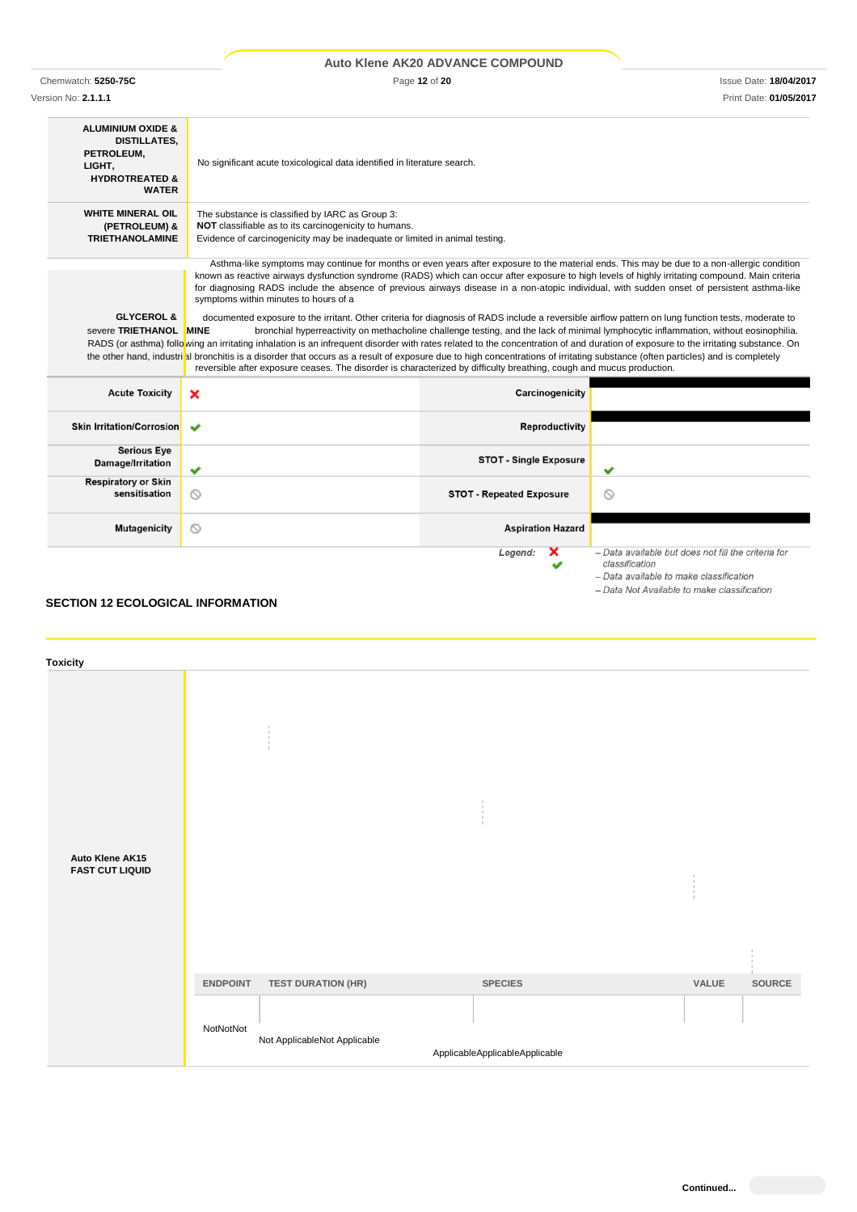| | |
|---|---|
| **ALUMINIUM OXIDE & DISTILLATES, PETROLEUM, LIGHT, HYDROTREATED & WATER** | No significant acute toxicological data identified in literature search. |
| **WHITE MINERAL OIL (PETROLEUM) & TRIETHANOLAMINE** | The substance is classified by IARC as Group 3: **NOT** classifiable as to its carcinogenicity to humans. Evidence of carcinogenicity may be inadequate or limited in animal testing. |
| **GLYCEROL & TRIETHANOLAMINE** | Asthma-like symptoms may continue for months or even years after exposure to the material ends. This may be due to a non-allergic condition known as reactive airways dysfunction syndrome (RADS) which can occur after exposure to high levels of highly irritating compound. Main criteria for diagnosing RADS include the absence of previous airways disease in a non-atopic individual, with sudden onset of persistent asthma-like symptoms within minutes to hours of a documented exposure to the irritant. Other criteria for diagnosis of RADS include a reversible airflow pattern on lung function tests, moderate to severe bronchial hyperreactivity on methacholine challenge testing, and the lack of minimal lymphocytic inflammation, without eosinophilia. RADS (or asthma) following an irritating inhalation is an infrequent disorder with rates related to the concentration of and duration of exposure to the irritating substance. On the other hand, industrial bronchitis is a disorder that occurs as a result of exposure due to high concentrations of irritating substance (often particles) and is completely reversible after exposure ceases. The disorder is characterized by difficulty breathing, cough and mucus production. |

| | | | |
|---|---|---|---|
| **Acute Toxicity** | ✘ | **Carcinogenicity** | |
| **Skin Irritation/Corrosion** | ✔ | **Reproductivity** | |
| **Serious Eye Damage/Irritation** | ✔ | **STOT - Single Exposure** | ✔ |
| **Respiratory or Skin sensitisation** | ⦸ | **STOT - Repeated Exposure** | ⦸ |
| **Mutagenicity** | ⦸ | **Aspiration Hazard** | |

*Legend:*
✘ – Data available but does not fill the criteria for classification
✔ – Data available to make classification
⦸ – Data Not Available to make classification

## SECTION 12 ECOLOGICAL INFORMATION

### Toxicity

| | ENDPOINT | TEST DURATION (HR) | SPECIES | VALUE | SOURCE |
|---|---|---|---|---|---|
| **Auto Klene AK15 FAST CUT LIQUID** | NotNot | Not ApplicableNot Applicable | ApplicableApplicableApplicable | | |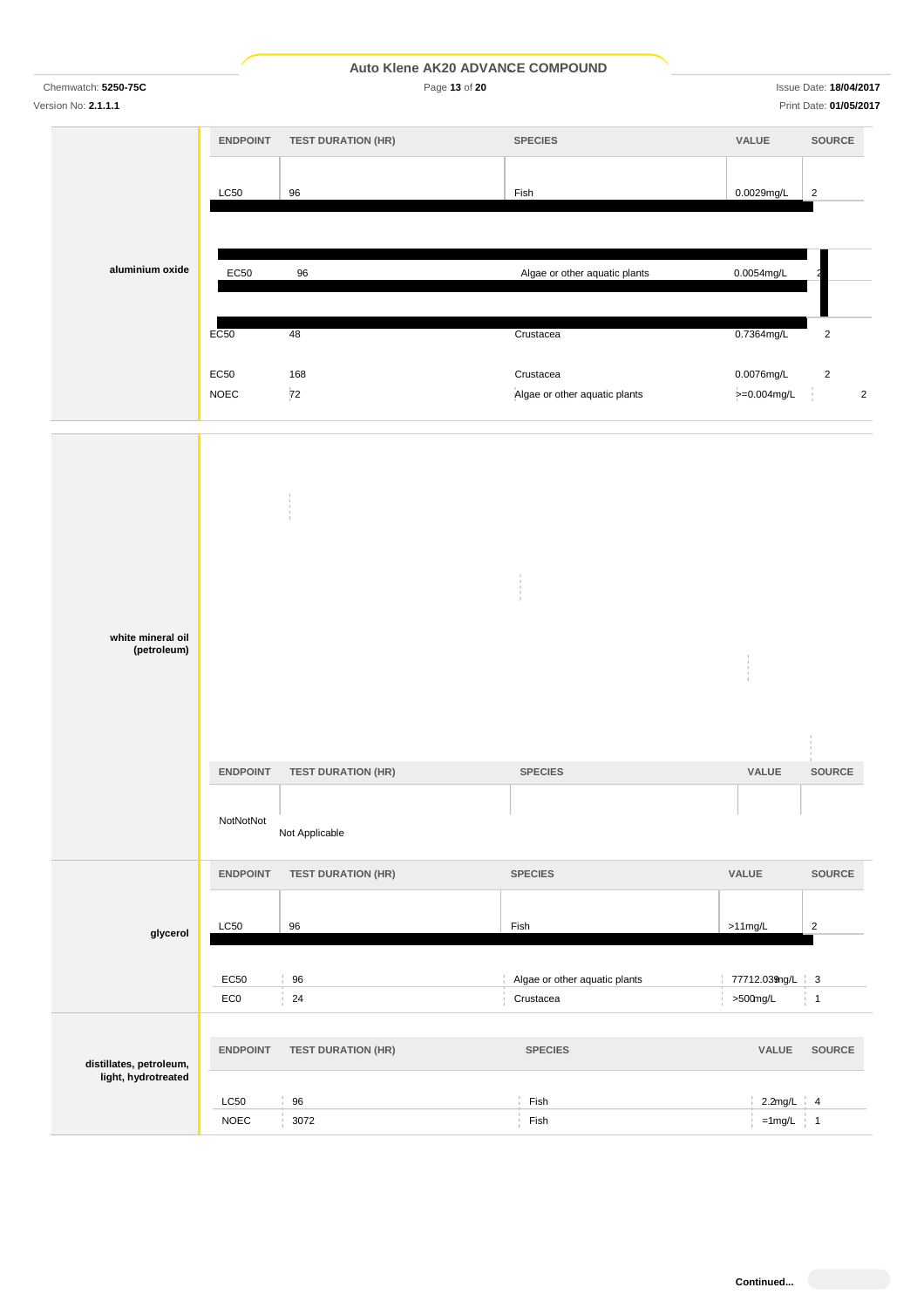| | ENDPOINT | TEST DURATION (HR) | SPECIES | VALUE | SOURCE |
|---|---|---|---|---|---|
| **aluminium oxide** | LC50 | 96 | Fish | 0.0029mg/L | 2 |
| | EC50 | 96 | Algae or other aquatic plants | 0.0054mg/L | 2 |
| | EC50 | 48 | Crustacea | 0.7364mg/L | 2 |
| | EC50 | 168 | Crustacea | 0.0076mg/L | 2 |
| | NOEC | 72 | Algae or other aquatic plants | >=0.004mg/L | 2 |

| | ENDPOINT | TEST DURATION (HR) | SPECIES | VALUE | SOURCE |
|---|---|---|---|---|---|
| **white mineral oil (petroleum)** | NotNotNot | Not Applicable | | | |

| | ENDPOINT | TEST DURATION (HR) | SPECIES | VALUE | SOURCE |
|---|---|---|---|---|---|
| **glycerol** | LC50 | 96 | Fish | >11mg/L | 2 |
| | EC50 | 96 | Algae or other aquatic plants | 77712.039mg/L | 3 |
| | EC0 | 24 | Crustacea | >500mg/L | 1 |

| | ENDPOINT | TEST DURATION (HR) | SPECIES | VALUE | SOURCE |
|---|---|---|---|---|---|
| **distillates, petroleum, light, hydrotreated** | LC50 | 96 | Fish | 2.2mg/L | 4 |
| | NOEC | 3072 | Fish | =1mg/L | 1 |

Continued...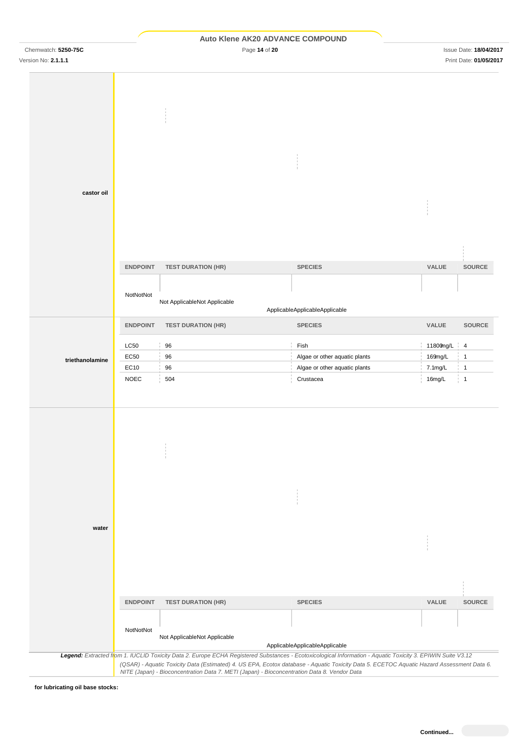**castor oil**

| ENDPOINT | TEST DURATION (HR) | SPECIES | VALUE | SOURCE |
|---|---|---|---|---|
| NotNotNot | Not ApplicableNot Applicable | ApplicableApplicableApplicable | | |

**triethanolamine**

| ENDPOINT | TEST DURATION (HR) | SPECIES | VALUE | SOURCE |
|---|---|---|---|---|
| LC50 | 96 | Fish | 11800mg/L | 4 |
| EC50 | 96 | Algae or other aquatic plants | 169mg/L | 1 |
| EC10 | 96 | Algae or other aquatic plants | 7.1mg/L | 1 |
| NOEC | 504 | Crustacea | 16mg/L | 1 |

**water**

| ENDPOINT | TEST DURATION (HR) | SPECIES | VALUE | SOURCE |
|---|---|---|---|---|
| NotNotNot | Not ApplicableNot Applicable | ApplicableApplicableApplicable | | |

***Legend:*** *Extracted from 1. IUCLID Toxicity Data 2. Europe ECHA Registered Substances - Ecotoxicological Information - Aquatic Toxicity 3. EPIWIN Suite V3.12 (QSAR) - Aquatic Toxicity Data (Estimated) 4. US EPA, Ecotox database - Aquatic Toxicity Data 5. ECETOC Aquatic Hazard Assessment Data 6. NITE (Japan) - Bioconcentration Data 7. METI (Japan) - Bioconcentration Data 8. Vendor Data*

**for lubricating oil base stocks:**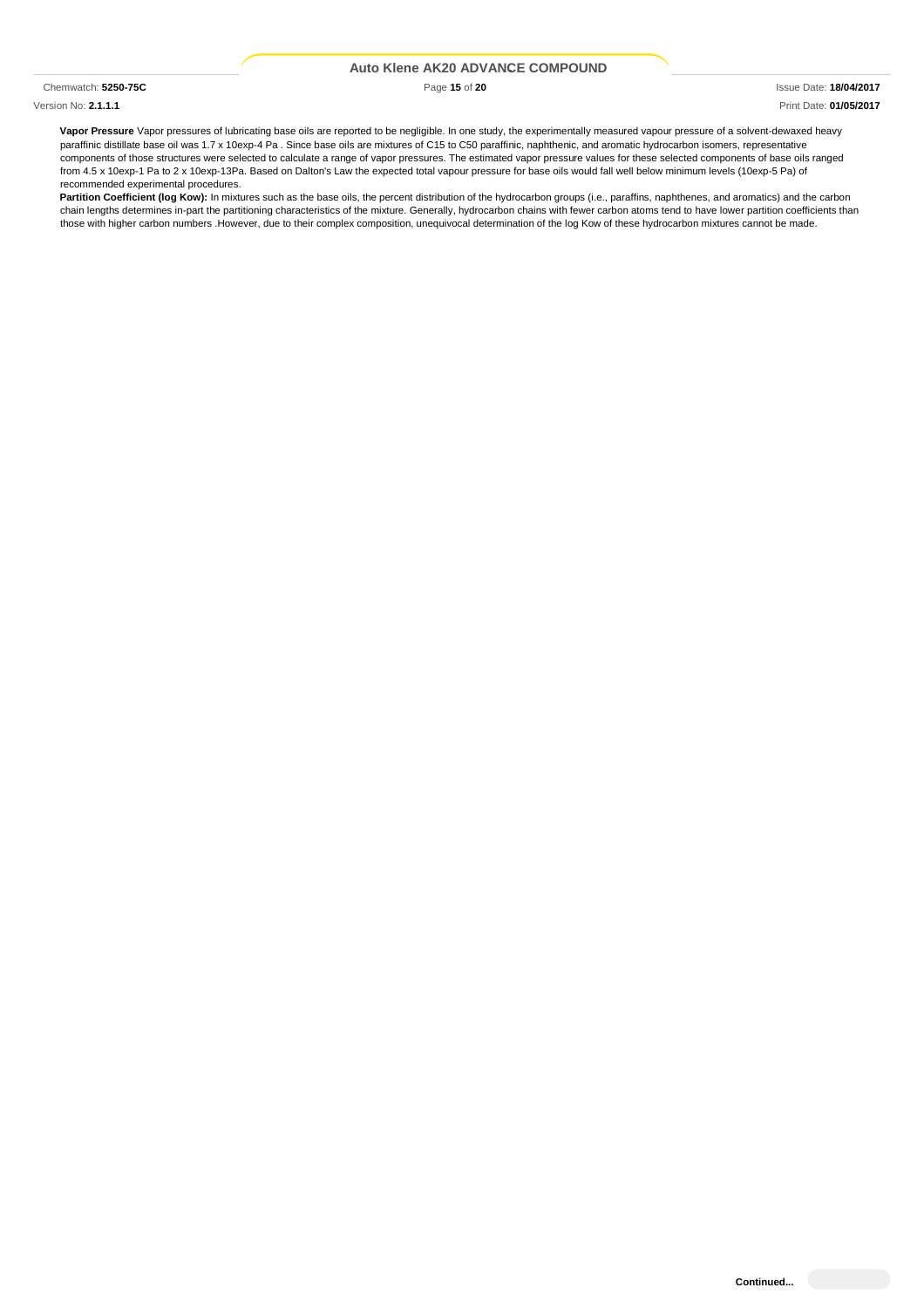**Vapor Pressure** Vapor pressures of lubricating base oils are reported to be negligible. In one study, the experimentally measured vapour pressure of a solvent-dewaxed heavy paraffinic distillate base oil was 1.7 x 10exp-4 Pa . Since base oils are mixtures of C15 to C50 paraffinic, naphthenic, and aromatic hydrocarbon isomers, representative components of those structures were selected to calculate a range of vapor pressures. The estimated vapor pressure values for these selected components of base oils ranged from 4.5 x 10exp-1 Pa to 2 x 10exp-13Pa. Based on Dalton's Law the expected total vapour pressure for base oils would fall well below minimum levels (10exp-5 Pa) of recommended experimental procedures.

**Partition Coefficient (log Kow):** In mixtures such as the base oils, the percent distribution of the hydrocarbon groups (i.e., paraffins, naphthenes, and aromatics) and the carbon chain lengths determines in-part the partitioning characteristics of the mixture. Generally, hydrocarbon chains with fewer carbon atoms tend to have lower partition coefficients than those with higher carbon numbers .However, due to their complex composition, unequivocal determination of the log Kow of these hydrocarbon mixtures cannot be made.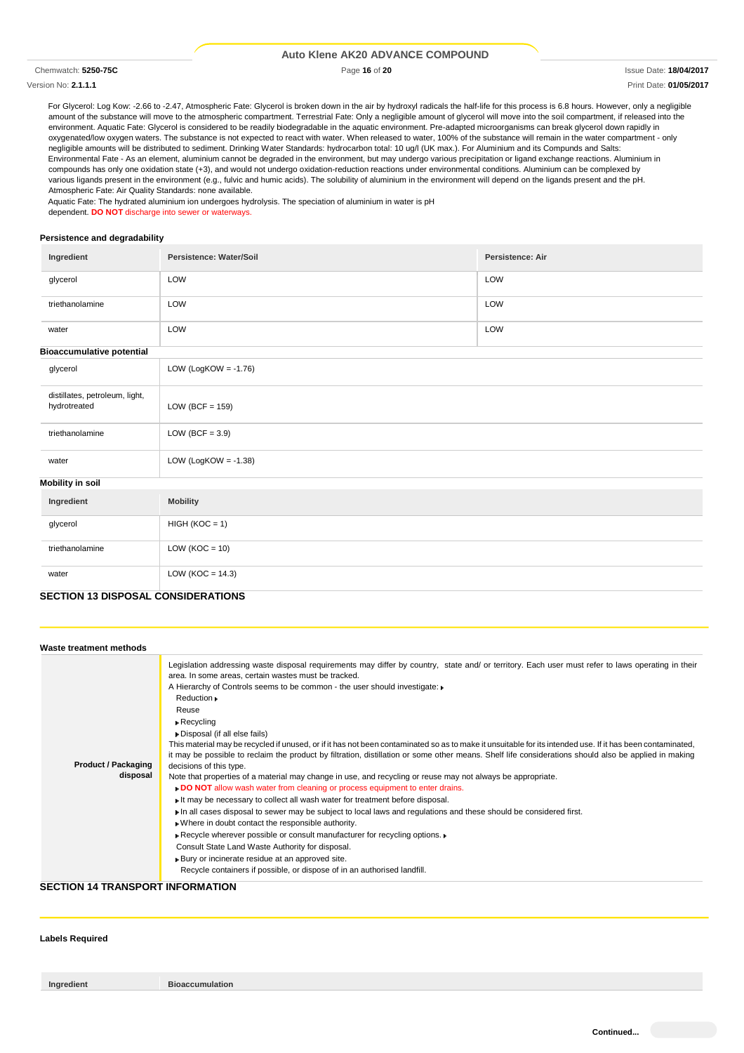For Glycerol: Log Kow: -2.66 to -2.47, Atmospheric Fate: Glycerol is broken down in the air by hydroxyl radicals the half-life for this process is 6.8 hours. However, only a negligible amount of the substance will move to the atmospheric compartment. Terrestrial Fate: Only a negligible amount of glycerol will move into the soil compartment, if released into the environment. Aquatic Fate: Glycerol is considered to be readily biodegradable in the aquatic environment. Pre-adapted microorganisms can break glycerol down rapidly in oxygenated/low oxygen waters. The substance is not expected to react with water. When released to water, 100% of the substance will remain in the water compartment - only negligible amounts will be distributed to sediment. Drinking Water Standards: hydrocarbon total: 10 ug/l (UK max.). For Aluminium and its Compunds and Salts: Environmental Fate - As an element, aluminium cannot be degraded in the environment, but may undergo various precipitation or ligand exchange reactions. Aluminium in compounds has only one oxidation state (+3), and would not undergo oxidation-reduction reactions under environmental conditions. Aluminium can be complexed by various ligands present in the environment (e.g., fulvic and humic acids). The solubility of aluminium in the environment will depend on the ligands present and the pH. Atmospheric Fate: Air Quality Standards: none available.

Aquatic Fate: The hydrated aluminium ion undergoes hydrolysis. The speciation of aluminium in water is pH dependent. **DO NOT** discharge into sewer or waterways.

### Persistence and degradability

| Ingredient | Persistence: Water/Soil | Persistence: Air |
|---|---|---|
| glycerol | LOW | LOW |
| triethanolamine | LOW | LOW |
| water | LOW | LOW |

### Bioaccumulative potential

| Ingredient | Bioaccumulation |
|---|---|
| glycerol | LOW (LogKOW = -1.76) |
| distillates, petroleum, light, hydrotreated | LOW (BCF = 159) |
| triethanolamine | LOW (BCF = 3.9) |
| water | LOW (LogKOW = -1.38) |

### Mobility in soil

| Ingredient | Mobility |
|---|---|
| glycerol | HIGH (KOC = 1) |
| triethanolamine | LOW (KOC = 10) |
| water | LOW (KOC = 14.3) |

## SECTION 13 DISPOSAL CONSIDERATIONS

### Waste treatment methods

| | |
|---|---|
| **Product / Packaging disposal** | Legislation addressing waste disposal requirements may differ by country, state and/ or territory. Each user must refer to laws operating in their area. In some areas, certain wastes must be tracked.<br>A Hierarchy of Controls seems to be common - the user should investigate:<br>Reduction<br>Reuse<br>Recycling<br>Disposal (if all else fails)<br>This material may be recycled if unused, or if it has not been contaminated so as to make it unsuitable for its intended use. If it has been contaminated, it may be possible to reclaim the product by filtration, distillation or some other means. Shelf life considerations should also be applied in making decisions of this type.<br>Note that properties of a material may change in use, and recycling or reuse may not always be appropriate.<br>**DO NOT** allow wash water from cleaning or process equipment to enter drains.<br>It may be necessary to collect all wash water for treatment before disposal.<br>In all cases disposal to sewer may be subject to local laws and regulations and these should be considered first.<br>Where in doubt contact the responsible authority.<br>Recycle wherever possible or consult manufacturer for recycling options.<br>Consult State Land Waste Authority for disposal.<br>Bury or incinerate residue at an approved site.<br>Recycle containers if possible, or dispose of in an authorised landfill. |

## SECTION 14 TRANSPORT INFORMATION

### Labels Required

| Ingredient | Bioaccumulation |
|---|---|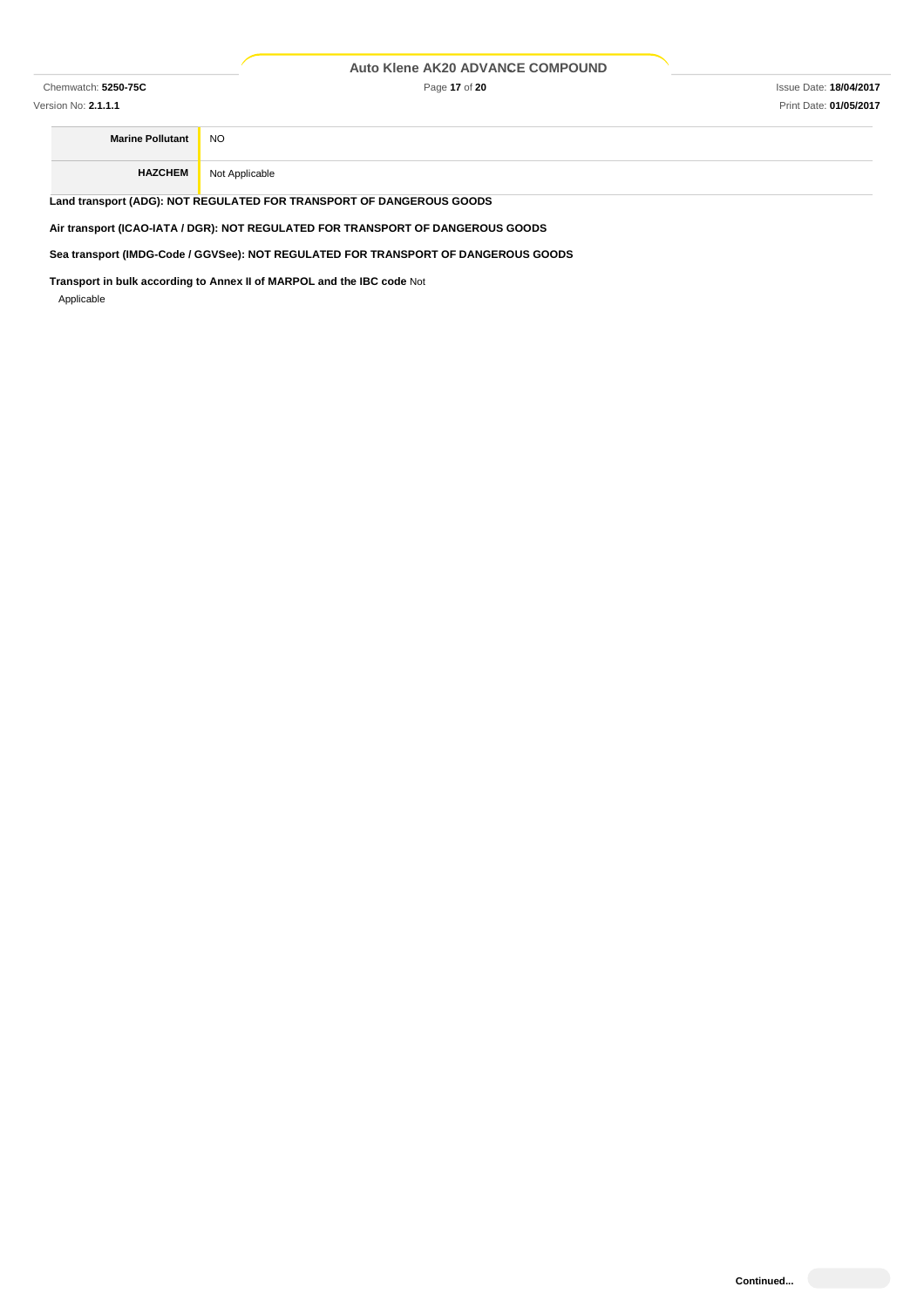| | |
|---|---|
| **Marine Pollutant** | NO |
| **HAZCHEM** | Not Applicable |

**Land transport (ADG): NOT REGULATED FOR TRANSPORT OF DANGEROUS GOODS**

**Air transport (ICAO-IATA / DGR): NOT REGULATED FOR TRANSPORT OF DANGEROUS GOODS**

**Sea transport (IMDG-Code / GGVSee): NOT REGULATED FOR TRANSPORT OF DANGEROUS GOODS**

**Transport in bulk according to Annex II of MARPOL and the IBC code** Not Applicable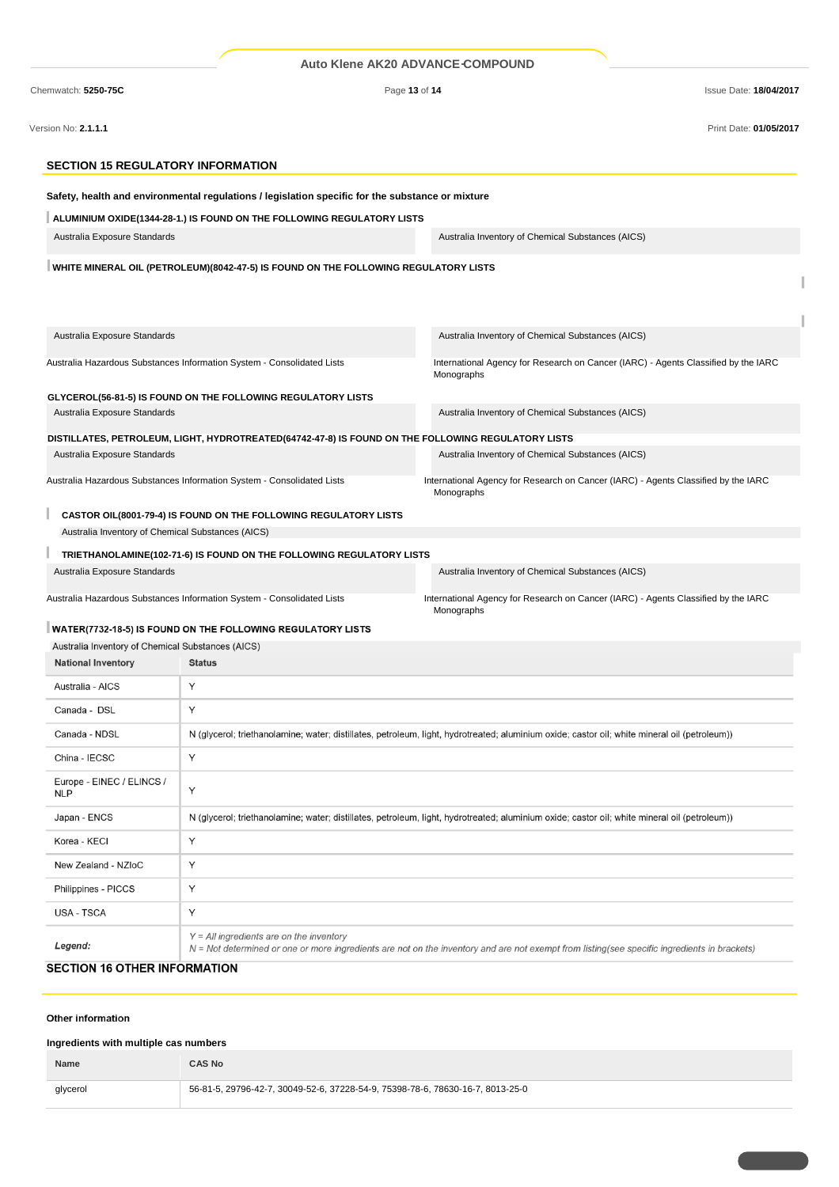## SECTION 15 REGULATORY INFORMATION

**Safety, health and environmental regulations / legislation specific for the substance or mixture**

**ALUMINIUM OXIDE(1344-28-1.) IS FOUND ON THE FOLLOWING REGULATORY LISTS**

| | |
|---|---|
| Australia Exposure Standards | Australia Inventory of Chemical Substances (AICS) |

**WHITE MINERAL OIL (PETROLEUM)(8042-47-5) IS FOUND ON THE FOLLOWING REGULATORY LISTS**

| | |
|---|---|
| Australia Exposure Standards | Australia Inventory of Chemical Substances (AICS) |
| Australia Hazardous Substances Information System - Consolidated Lists | International Agency for Research on Cancer (IARC) - Agents Classified by the IARC Monographs |

**GLYCEROL(56-81-5) IS FOUND ON THE FOLLOWING REGULATORY LISTS**

| | |
|---|---|
| Australia Exposure Standards | Australia Inventory of Chemical Substances (AICS) |

**DISTILLATES, PETROLEUM, LIGHT, HYDROTREATED(64742-47-8) IS FOUND ON THE FOLLOWING REGULATORY LISTS**

| | |
|---|---|
| Australia Exposure Standards | Australia Inventory of Chemical Substances (AICS) |
| Australia Hazardous Substances Information System - Consolidated Lists | International Agency for Research on Cancer (IARC) - Agents Classified by the IARC Monographs |

**CASTOR OIL(8001-79-4) IS FOUND ON THE FOLLOWING REGULATORY LISTS**

Australia Inventory of Chemical Substances (AICS)

**TRIETHANOLAMINE(102-71-6) IS FOUND ON THE FOLLOWING REGULATORY LISTS**

| | |
|---|---|
| Australia Exposure Standards | Australia Inventory of Chemical Substances (AICS) |
| Australia Hazardous Substances Information System - Consolidated Lists | International Agency for Research on Cancer (IARC) - Agents Classified by the IARC Monographs |

**WATER(7732-18-5) IS FOUND ON THE FOLLOWING REGULATORY LISTS**

Australia Inventory of Chemical Substances (AICS)

| National Inventory | Status |
|---|---|
| Australia - AICS | Y |
| Canada - DSL | Y |
| Canada - NDSL | N (glycerol; triethanolamine; water; distillates, petroleum, light, hydrotreated; aluminium oxide; castor oil; white mineral oil (petroleum)) |
| China - IECSC | Y |
| Europe - EINEC / ELINCS / NLP | Y |
| Japan - ENCS | N (glycerol; triethanolamine; water; distillates, petroleum, light, hydrotreated; aluminium oxide; castor oil; white mineral oil (petroleum)) |
| Korea - KECI | Y |
| New Zealand - NZIoC | Y |
| Philippines - PICCS | Y |
| USA - TSCA | Y |
| ***Legend:*** | *Y = All ingredients are on the inventory*<br>*N = Not determined or one or more ingredients are not on the inventory and are not exempt from listing(see specific ingredients in brackets)* |

## SECTION 16 OTHER INFORMATION

**Other information**

**Ingredients with multiple cas numbers**

| Name | CAS No |
|---|---|
| glycerol | 56-81-5, 29796-42-7, 30049-52-6, 37228-54-9, 75398-78-6, 78630-16-7, 8013-25-0 |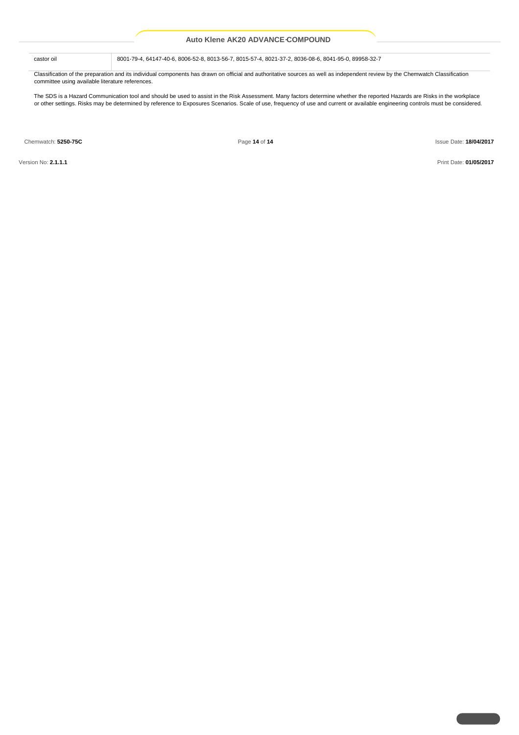| | |
|---|---|
| castor oil | 8001-79-4, 64147-40-6, 8006-52-8, 8013-56-7, 8015-57-4, 8021-37-2, 8036-08-6, 8041-95-0, 89958-32-7 |

Classification of the preparation and its individual components has drawn on official and authoritative sources as well as independent review by the Chemwatch Classification committee using available literature references.

The SDS is a Hazard Communication tool and should be used to assist in the Risk Assessment. Many factors determine whether the reported Hazards are Risks in the workplace or other settings. Risks may be determined by reference to Exposures Scenarios. Scale of use, frequency of use and current or available engineering controls must be considered.